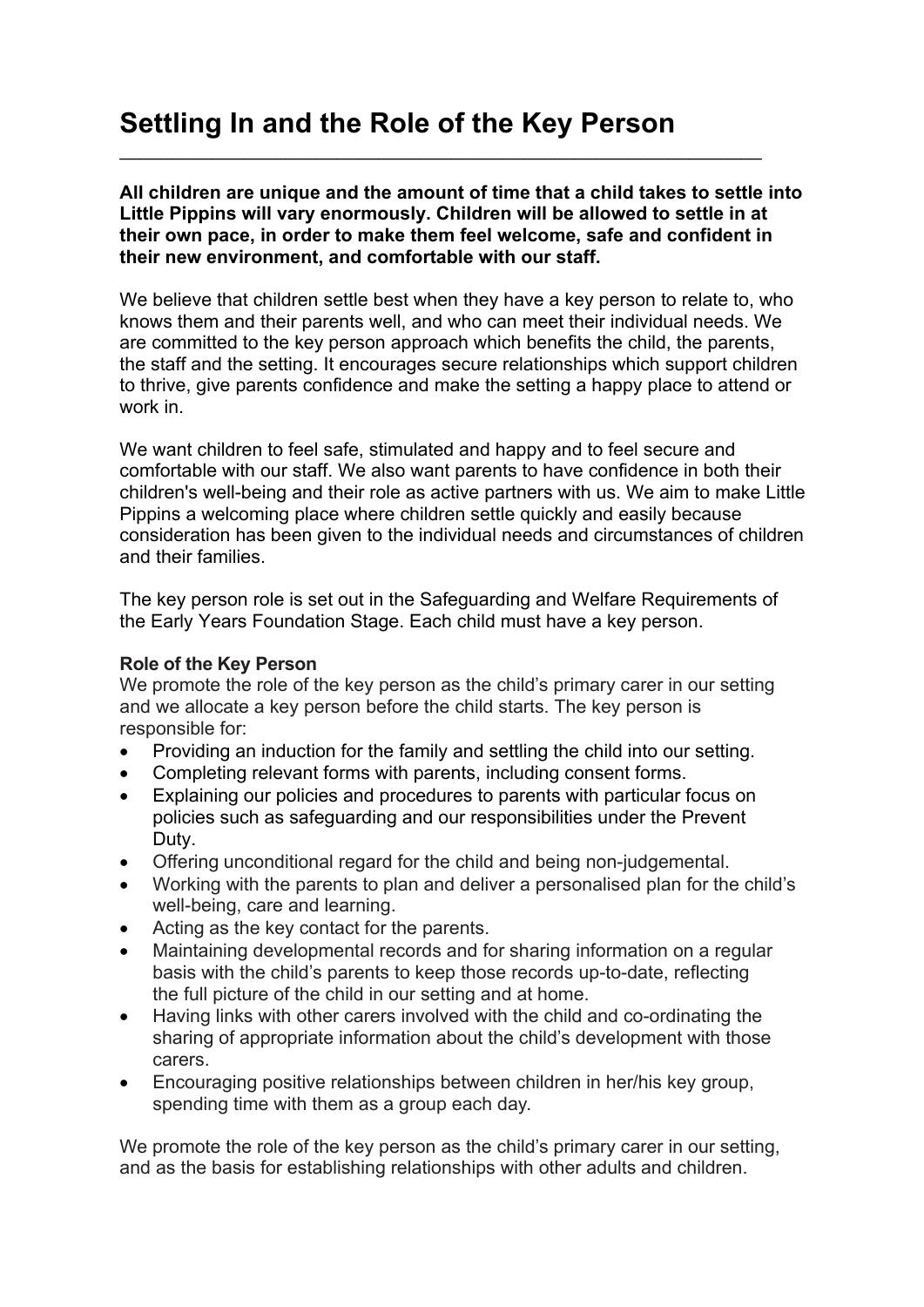# Settling In and the Role of the Key Person

**All children are unique and the amount of time that a child takes to settle into Little Pippins will vary enormously. Children will be allowed to settle in at their own pace, in order to make them feel welcome, safe and confident in their new environment, and comfortable with our staff.**

We believe that children settle best when they have a key person to relate to, who knows them and their parents well, and who can meet their individual needs. We are committed to the key person approach which benefits the child, the parents, the staff and the setting. It encourages secure relationships which support children to thrive, give parents confidence and make the setting a happy place to attend or work in.

We want children to feel safe, stimulated and happy and to feel secure and comfortable with our staff. We also want parents to have confidence in both their children's well-being and their role as active partners with us. We aim to make Little Pippins a welcoming place where children settle quickly and easily because consideration has been given to the individual needs and circumstances of children and their families.

The key person role is set out in the Safeguarding and Welfare Requirements of the Early Years Foundation Stage. Each child must have a key person.

**Role of the Key Person**

We promote the role of the key person as the child's primary carer in our setting and we allocate a key person before the child starts. The key person is responsible for:

- Providing an induction for the family and settling the child into our setting.
- Completing relevant forms with parents, including consent forms.
- Explaining our policies and procedures to parents with particular focus on policies such as safeguarding and our responsibilities under the Prevent Duty.
- Offering unconditional regard for the child and being non-judgemental.
- Working with the parents to plan and deliver a personalised plan for the child's well-being, care and learning.
- Acting as the key contact for the parents.
- Maintaining developmental records and for sharing information on a regular basis with the child's parents to keep those records up-to-date, reflecting the full picture of the child in our setting and at home.
- Having links with other carers involved with the child and co-ordinating the sharing of appropriate information about the child's development with those carers.
- Encouraging positive relationships between children in her/his key group, spending time with them as a group each day.

We promote the role of the key person as the child's primary carer in our setting, and as the basis for establishing relationships with other adults and children.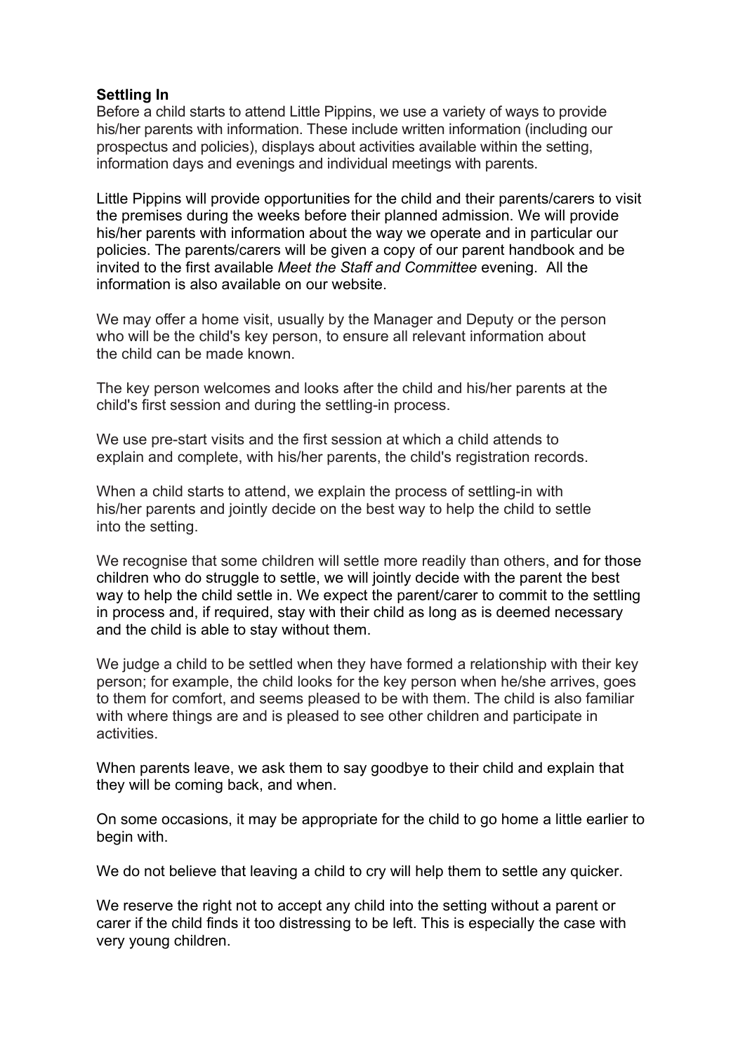**Settling In**

Before a child starts to attend Little Pippins, we use a variety of ways to provide his/her parents with information. These include written information (including our prospectus and policies), displays about activities available within the setting, information days and evenings and individual meetings with parents.

Little Pippins will provide opportunities for the child and their parents/carers to visit the premises during the weeks before their planned admission. We will provide his/her parents with information about the way we operate and in particular our policies. The parents/carers will be given a copy of our parent handbook and be invited to the first available *Meet the Staff and Committee* evening. All the information is also available on our website.

We may offer a home visit, usually by the Manager and Deputy or the person who will be the child's key person, to ensure all relevant information about the child can be made known.

The key person welcomes and looks after the child and his/her parents at the child's first session and during the settling-in process.

We use pre-start visits and the first session at which a child attends to explain and complete, with his/her parents, the child's registration records.

When a child starts to attend, we explain the process of settling-in with his/her parents and jointly decide on the best way to help the child to settle into the setting.

We recognise that some children will settle more readily than others, and for those children who do struggle to settle, we will jointly decide with the parent the best way to help the child settle in. We expect the parent/carer to commit to the settling in process and, if required, stay with their child as long as is deemed necessary and the child is able to stay without them.

We judge a child to be settled when they have formed a relationship with their key person; for example, the child looks for the key person when he/she arrives, goes to them for comfort, and seems pleased to be with them. The child is also familiar with where things are and is pleased to see other children and participate in activities.

When parents leave, we ask them to say goodbye to their child and explain that they will be coming back, and when.

On some occasions, it may be appropriate for the child to go home a little earlier to begin with.

We do not believe that leaving a child to cry will help them to settle any quicker.

We reserve the right not to accept any child into the setting without a parent or carer if the child finds it too distressing to be left. This is especially the case with very young children.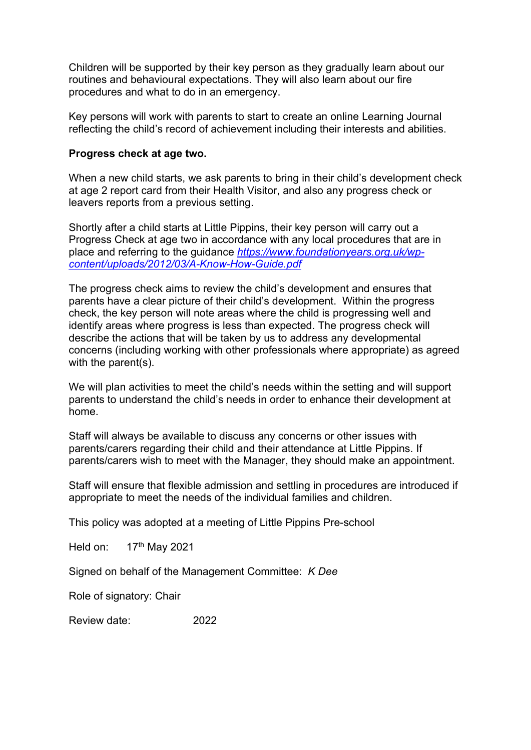Children will be supported by their key person as they gradually learn about our routines and behavioural expectations. They will also learn about our fire procedures and what to do in an emergency.

Key persons will work with parents to start to create an online Learning Journal reflecting the child's record of achievement including their interests and abilities.

**Progress check at age two.**

When a new child starts, we ask parents to bring in their child's development check at age 2 report card from their Health Visitor, and also any progress check or leavers reports from a previous setting.

Shortly after a child starts at Little Pippins, their key person will carry out a Progress Check at age two in accordance with any local procedures that are in place and referring to the guidance *https://www.foundationyears.org.uk/wp-content/uploads/2012/03/A-Know-How-Guide.pdf*

The progress check aims to review the child's development and ensures that parents have a clear picture of their child's development. Within the progress check, the key person will note areas where the child is progressing well and identify areas where progress is less than expected. The progress check will describe the actions that will be taken by us to address any developmental concerns (including working with other professionals where appropriate) as agreed with the parent(s).

We will plan activities to meet the child's needs within the setting and will support parents to understand the child's needs in order to enhance their development at home.

Staff will always be available to discuss any concerns or other issues with parents/carers regarding their child and their attendance at Little Pippins. If parents/carers wish to meet with the Manager, they should make an appointment.

Staff will ensure that flexible admission and settling in procedures are introduced if appropriate to meet the needs of the individual families and children.

This policy was adopted at a meeting of Little Pippins Pre-school

Held on: 17th May 2021

Signed on behalf of the Management Committee: *K Dee*

Role of signatory: Chair

Review date: 2022